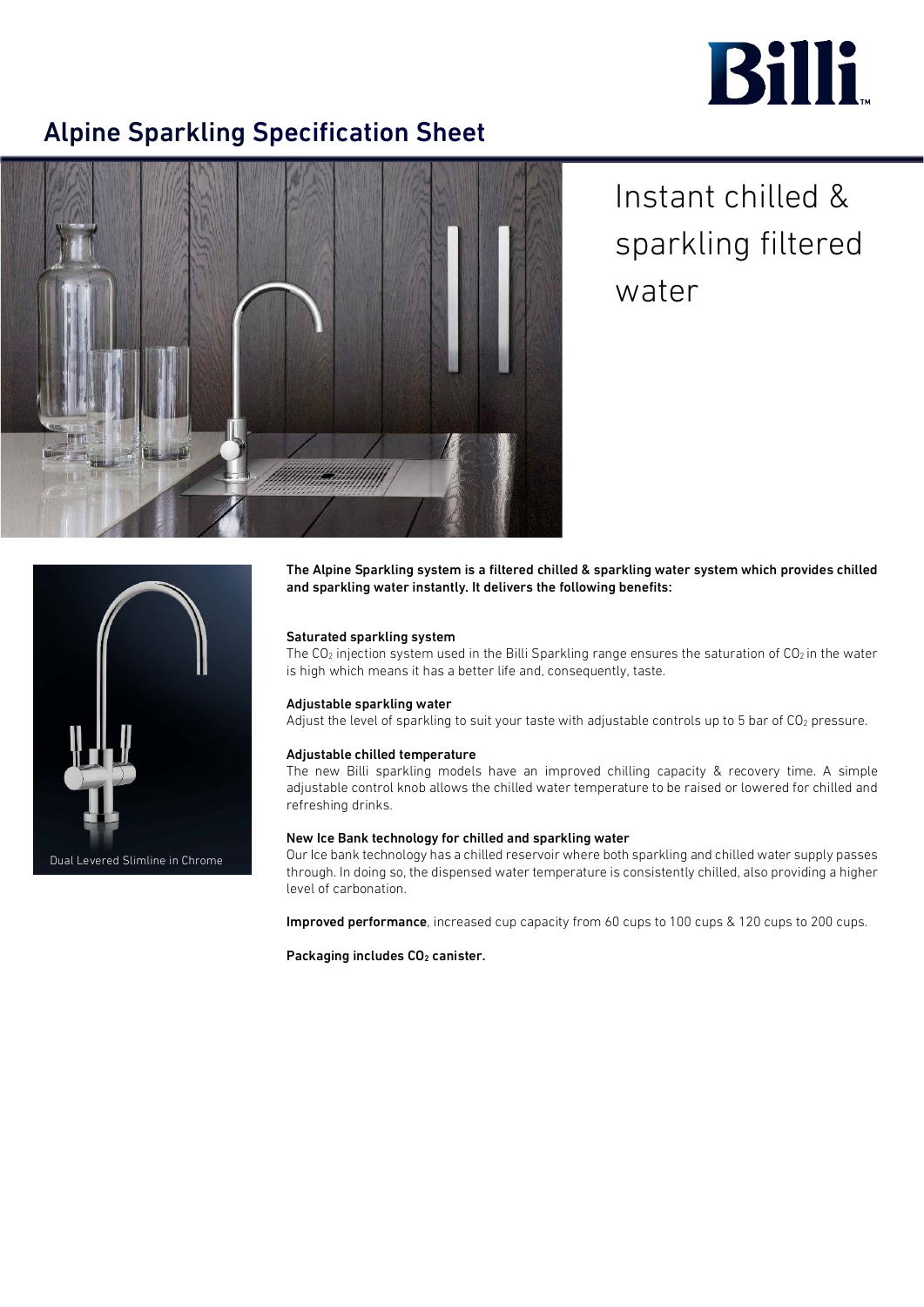# Alpine Sparkling Specification Sheet

Instant chilled & sparkling filtered water

Dual Levered Slimline in Chrome

**The Alpine Sparkling system is a filtered chilled & sparkling water system which provides chilled and sparkling water instantly. It delivers the following benefits:**

**Saturated sparkling system**

The $CO_2$ injection system used in the Billi Sparkling range ensures the saturation of $CO_2$ in the water is high which means it has a better life and, consequently, taste.

**Adjustable sparkling water**

Adjust the level of sparkling to suit your taste with adjustable controls up to 5 bar of $CO_2$ pressure.

**Adjustable chilled temperature**

The new Billi sparkling models have an improved chilling capacity & recovery time. A simple adjustable control knob allows the chilled water temperature to be raised or lowered for chilled and refreshing drinks.

**New Ice Bank technology for chilled and sparkling water**

Our Ice bank technology has a chilled reservoir where both sparkling and chilled water supply passes through. In doing so, the dispensed water temperature is consistently chilled, also providing a higher level of carbonation.

**Improved performance**, increased cup capacity from 60 cups to 100 cups & 120 cups to 200 cups.

**Packaging includes $CO_2$ canister.**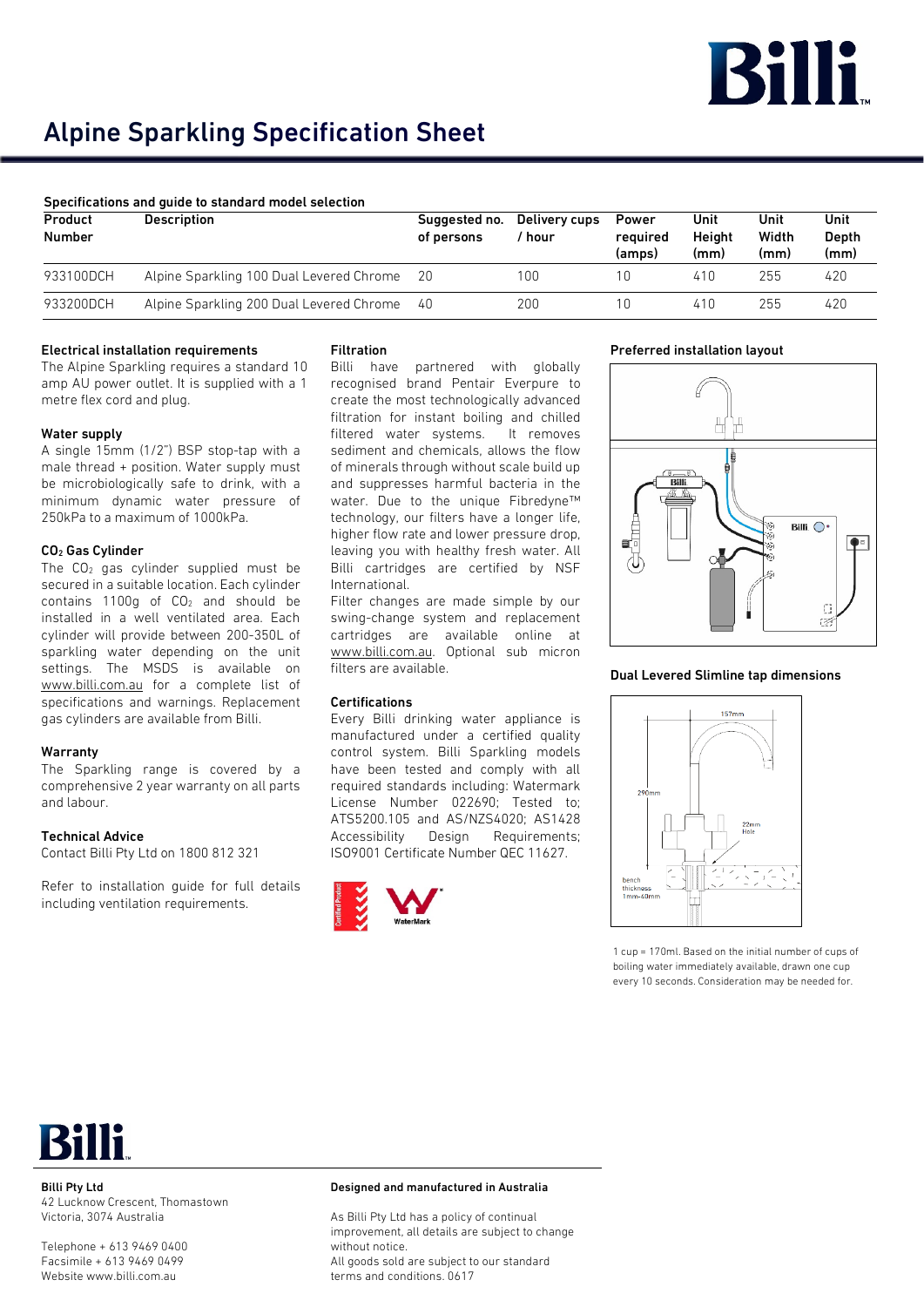# Alpine Sparkling Specification Sheet

### Specifications and guide to standard model selection

| Product Number | Description | Suggested no. of persons | Delivery cups / hour | Power required (amps) | Unit Height (mm) | Unit Width (mm) | Unit Depth (mm) |
|---|---|---|---|---|---|---|---|
| 933100DCH | Alpine Sparkling 100 Dual Levered Chrome | 20 | 100 | 10 | 410 | 255 | 420 |
| 933200DCH | Alpine Sparkling 200 Dual Levered Chrome | 40 | 200 | 10 | 410 | 255 | 420 |

### Electrical installation requirements

The Alpine Sparkling requires a standard 10 amp AU power outlet. It is supplied with a 1 metre flex cord and plug.

### Water supply

A single 15mm (1/2") BSP stop-tap with a male thread + position. Water supply must be microbiologically safe to drink, with a minimum dynamic water pressure of 250kPa to a maximum of 1000kPa.

### $CO_2$ Gas Cylinder

The $CO_2$ gas cylinder supplied must be secured in a suitable location. Each cylinder contains 1100g of $CO_2$ and should be installed in a well ventilated area. Each cylinder will provide between 200-350L of sparkling water depending on the unit settings. The MSDS is available on www.billi.com.au for a complete list of specifications and warnings. Replacement gas cylinders are available from Billi.

### Warranty

The Sparkling range is covered by a comprehensive 2 year warranty on all parts and labour.

### Technical Advice

Contact Billi Pty Ltd on 1800 812 321

Refer to installation guide for full details including ventilation requirements.

### Filtration

Billi have partnered with globally recognised brand Pentair Everpure to create the most technologically advanced filtration for instant boiling and chilled filtered water systems. It removes sediment and chemicals, allows the flow of minerals through without scale build up and suppresses harmful bacteria in the water. Due to the unique Fibredyne™ technology, our filters have a longer life, higher flow rate and lower pressure drop, leaving you with healthy fresh water. All Billi cartridges are certified by NSF International.

Filter changes are made simple by our swing-change system and replacement cartridges are available online at www.billi.com.au. Optional sub micron filters are available.

### Certifications

Every Billi drinking water appliance is manufactured under a certified quality control system. Billi Sparkling models have been tested and comply with all required standards including: Watermark License Number 022690; Tested to; ATS5200.105 and AS/NZS4020; AS1428 Accessibility Design Requirements; ISO9001 Certificate Number QEC 11627.

### Preferred installation layout

### Dual Levered Slimline tap dimensions

157mm

290mm

22mm Hole

bench thickness 1mm-40mm

1 cup = 170ml. Based on the initial number of cups of boiling water immediately available, drawn one cup every 10 seconds. Consideration may be needed for.

**Billi Pty Ltd**
42 Lucknow Crescent, Thomastown
Victoria, 3074 Australia

Telephone + 613 9469 0400
Facsimile + 613 9469 0499
Website www.billi.com.au

**Designed and manufactured in Australia**

As Billi Pty Ltd has a policy of continual improvement, all details are subject to change without notice.
All goods sold are subject to our standard terms and conditions. 0617